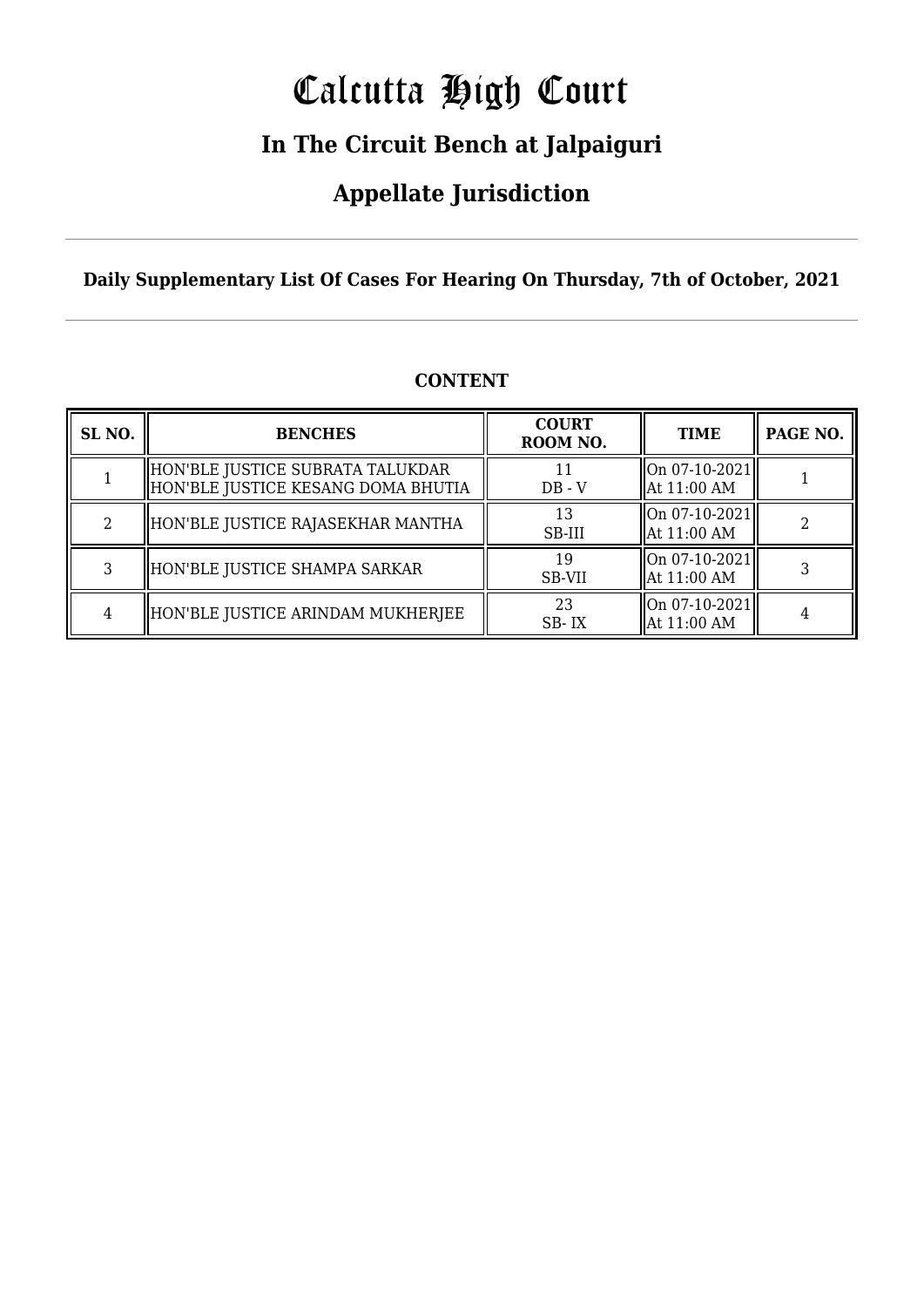# Calcutta High Court

## In The Circuit Bench at Jalpaiguri

## Appellate Jurisdiction

**Daily Supplementary List Of Cases For Hearing On Thursday, 7th of October, 2021**

**CONTENT**

| SL NO. | BENCHES | COURT ROOM NO. | TIME | PAGE NO. |
|---|---|---|---|---|
| 1 | HON'BLE JUSTICE SUBRATA TALUKDAR<br>HON'BLE JUSTICE KESANG DOMA BHUTIA | 11<br>DB - V | On 07-10-2021<br>At 11:00 AM | 1 |
| 2 | HON'BLE JUSTICE RAJASEKHAR MANTHA | 13<br>SB-III | On 07-10-2021<br>At 11:00 AM | 2 |
| 3 | HON'BLE JUSTICE SHAMPA SARKAR | 19<br>SB-VII | On 07-10-2021<br>At 11:00 AM | 3 |
| 4 | HON'BLE JUSTICE ARINDAM MUKHERJEE | 23<br>SB- IX | On 07-10-2021<br>At 11:00 AM | 4 |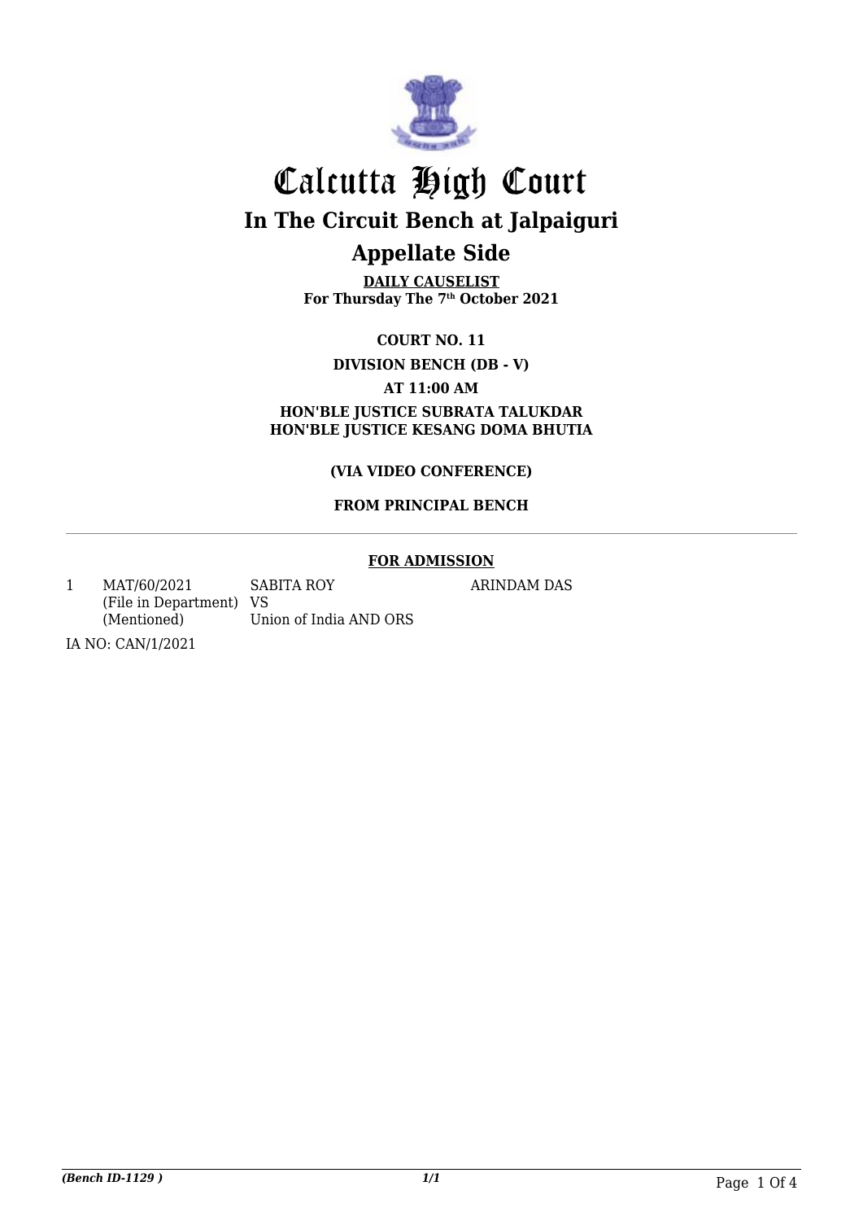# Calcutta High Court

## In The Circuit Bench at Jalpaiguri

## Appellate Side

**DAILY CAUSELIST**
**For Thursday The 7th October 2021**

**COURT NO. 11**

**DIVISION BENCH (DB - V)**

**AT 11:00 AM**

**HON'BLE JUSTICE SUBRATA TALUKDAR**
**HON'BLE JUSTICE KESANG DOMA BHUTIA**

**(VIA VIDEO CONFERENCE)**

**FROM PRINCIPAL BENCH**

**FOR ADMISSION**

| | | | |
|---|---|---|---|
| 1 | MAT/60/2021 (File in Department) (Mentioned) | SABITA ROY VS Union of India AND ORS | ARINDAM DAS |

IA NO: CAN/1/2021

*(Bench ID-1129 )* *1/1*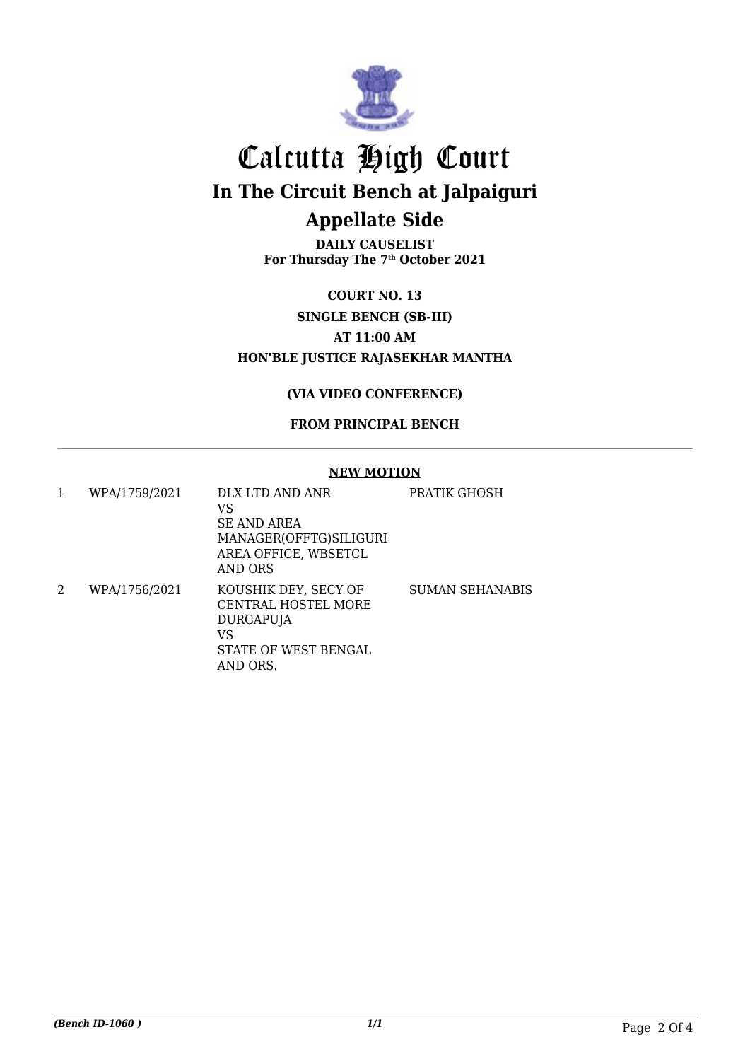# Calcutta High Court

## In The Circuit Bench at Jalpaiguri

## Appellate Side

**DAILY CAUSELIST**
**For Thursday The 7th October 2021**

**COURT NO. 13**

**SINGLE BENCH (SB-III)**

**AT 11:00 AM**

**HON'BLE JUSTICE RAJASEKHAR MANTHA**

**(VIA VIDEO CONFERENCE)**

**FROM PRINCIPAL BENCH**

---

**NEW MOTION**

| | | | |
|---|---|---|---|
| 1 | WPA/1759/2021 | DLX LTD AND ANR<br>VS<br>SE AND AREA MANAGER(OFFTG)SILIGURI AREA OFFICE, WBSETCL AND ORS | PRATIK GHOSH |
| 2 | WPA/1756/2021 | KOUSHIK DEY, SECY OF CENTRAL HOSTEL MORE DURGAPUJA<br>VS<br>STATE OF WEST BENGAL AND ORS. | SUMAN SEHANABIS |

*(Bench ID-1060 )* 1/1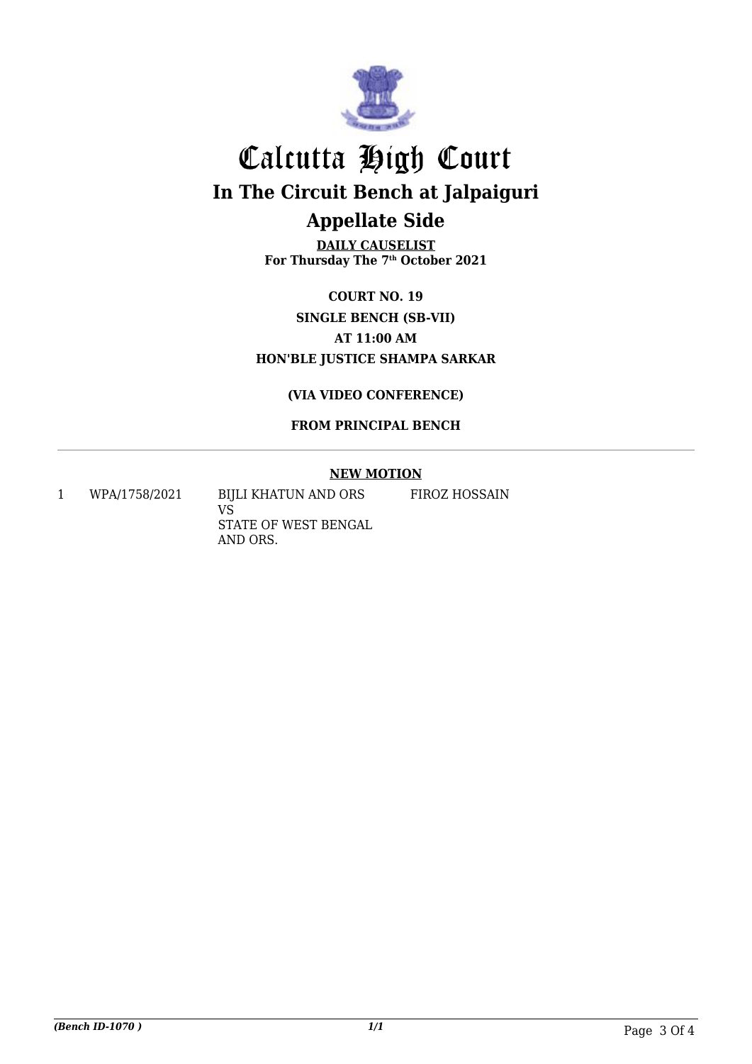# Calcutta High Court

## In The Circuit Bench at Jalpaiguri

## Appellate Side

**DAILY CAUSELIST**
**For Thursday The 7th October 2021**

**COURT NO. 19**
**SINGLE BENCH (SB-VII)**
**AT 11:00 AM**
**HON'BLE JUSTICE SHAMPA SARKAR**

**(VIA VIDEO CONFERENCE)**

**FROM PRINCIPAL BENCH**

---

**NEW MOTION**

| | | | |
|---|---|---|---|
| 1 | WPA/1758/2021 | BIJLI KHATUN AND ORS VS STATE OF WEST BENGAL AND ORS. | FIROZ HOSSAIN |

*(Bench ID-1070 )* 1/1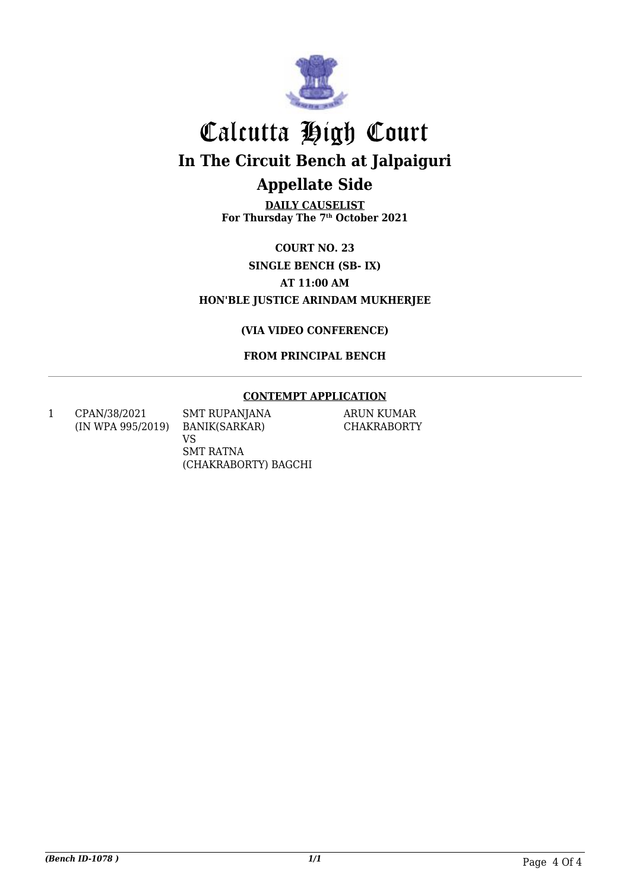# Calcutta High Court

## In The Circuit Bench at Jalpaiguri

## Appellate Side

**DAILY CAUSELIST**
**For Thursday The 7th October 2021**

**COURT NO. 23**
**SINGLE BENCH (SB- IX)**
**AT 11:00 AM**
**HON'BLE JUSTICE ARINDAM MUKHERJEE**

**(VIA VIDEO CONFERENCE)**

**FROM PRINCIPAL BENCH**

**CONTEMPT APPLICATION**

| | | | |
|---|---|---|---|
| 1 | CPAN/38/2021 (IN WPA 995/2019) | SMT RUPANJANA BANIK(SARKAR) VS SMT RATNA (CHAKRABORTY) BAGCHI | ARUN KUMAR CHAKRABORTY |

*(Bench ID-1078 )*